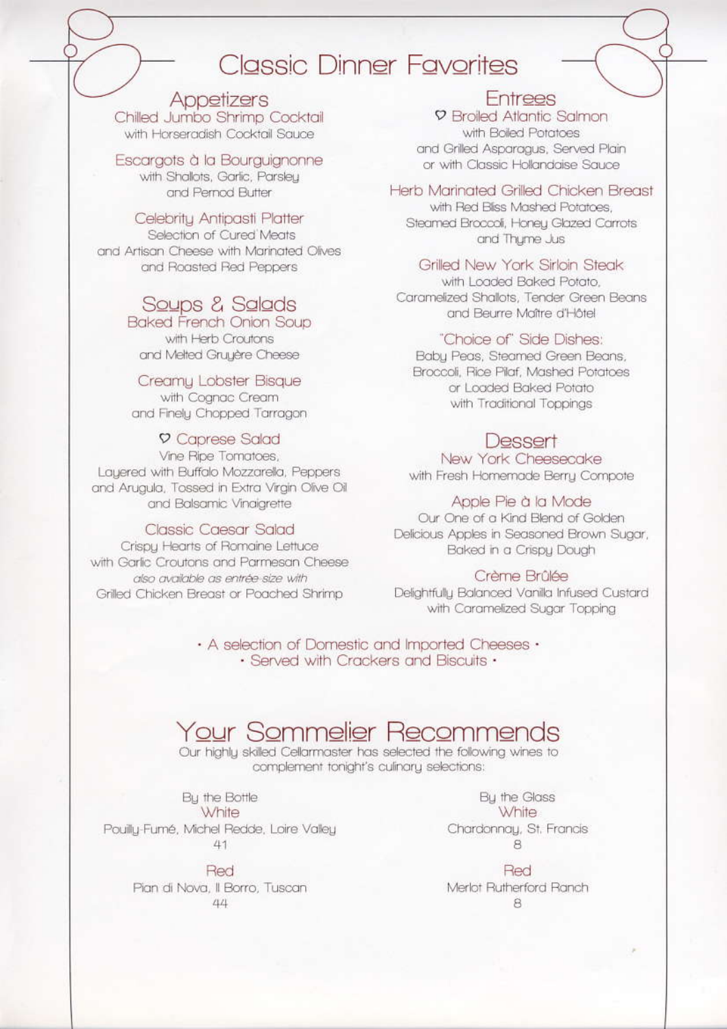# Classic Dinner Favorites

## Appetizers

**Chilled Jumbo Shrimp Cocktail**
with Horseradish Cocktail Sauce

**Escargots à la Bourguignonne**
with Shallots, Garlic, Parsley
and Pernod Butter

**Celebrity Antipasti Platter**
Selection of Cured Meats
and Artisan Cheese with Marinated Olives
and Roasted Red Peppers

## Soups & Salads

**Baked French Onion Soup**
with Herb Croutons
and Melted Gruyère Cheese

**Creamy Lobster Bisque**
with Cognac Cream
and Finely Chopped Tarragon

**♡ Caprese Salad**
Vine Ripe Tomatoes,
Layered with Buffalo Mozzarella, Peppers
and Arugula, Tossed in Extra Virgin Olive Oil
and Balsamic Vinaigrette

**Classic Caesar Salad**
Crispy Hearts of Romaine Lettuce
with Garlic Croutons and Parmesan Cheese
*also available as entrée-size with*
Grilled Chicken Breast or Poached Shrimp

## Entrees

**♡ Broiled Atlantic Salmon**
with Boiled Potatoes
and Grilled Asparagus, Served Plain
or with Classic Hollandaise Sauce

**Herb Marinated Grilled Chicken Breast**
with Red Bliss Mashed Potatoes,
Steamed Broccoli, Honey Glazed Carrots
and Thyme Jus

**Grilled New York Sirloin Steak**
with Loaded Baked Potato,
Caramelized Shallots, Tender Green Beans
and Beurre Maître d'Hôtel

**"Choice of" Side Dishes:**
Baby Peas, Steamed Green Beans,
Broccoli, Rice Pilaf, Mashed Potatoes
or Loaded Baked Potato
with Traditional Toppings

## Dessert

**New York Cheesecake**
with Fresh Homemade Berry Compote

**Apple Pie à la Mode**
Our One of a Kind Blend of Golden
Delicious Apples in Seasoned Brown Sugar,
Baked in a Crispy Dough

**Crème Brûlée**
Delightfully Balanced Vanilla Infused Custard
with Caramelized Sugar Topping

· A selection of Domestic and Imported Cheeses ·
· Served with Crackers and Biscuits ·

# Your Sommelier Recommends

Our highly skilled Cellarmaster has selected the following wines to complement tonight's culinary selections:

**By the Bottle**

White
Pouilly-Fumé, Michel Redde, Loire Valley
41

Red
Pian di Nova, Il Borro, Tuscan
44

**By the Glass**

White
Chardonnay, St. Francis
8

Red
Merlot Rutherford Ranch
8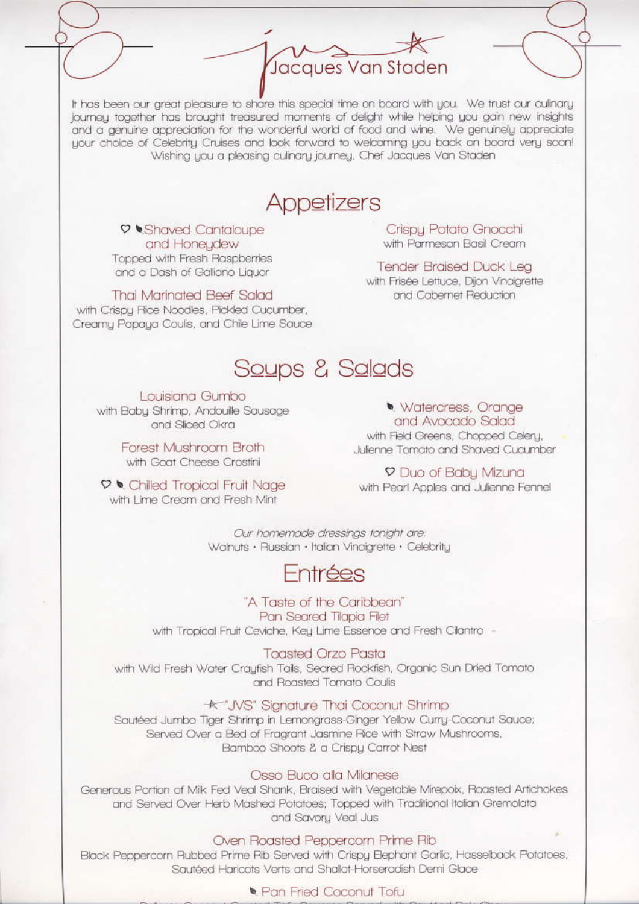# Jacques Van Staden

It has been our great pleasure to share this special time on board with you. We trust our culinary journey together has brought treasured moments of delight while helping you gain new insights and a genuine appreciation for the wonderful world of food and wine. We genuinely appreciate your choice of Celebrity Cruises and look forward to welcoming you back on board very soon! Wishing you a pleasing culinary journey, Chef Jacques Van Staden

## Appetizers

**Shaved Cantaloupe and Honeydew**
Topped with Fresh Raspberries and a Dash of Galliano Liquor

**Thai Marinated Beef Salad**
with Crispy Rice Noodles, Pickled Cucumber, Creamy Papaya Coulis, and Chile Lime Sauce

**Crispy Potato Gnocchi**
with Parmesan Basil Cream

**Tender Braised Duck Leg**
with Frisée Lettuce, Dijon Vinaigrette and Cabernet Reduction

## Soups & Salads

**Louisiana Gumbo**
with Baby Shrimp, Andouille Sausage and Sliced Okra

**Forest Mushroom Broth**
with Goat Cheese Crostini

**Chilled Tropical Fruit Nage**
with Lime Cream and Fresh Mint

**Watercress, Orange and Avocado Salad**
with Field Greens, Chopped Celery, Julienne Tomato and Shaved Cucumber

**Duo of Baby Mizuna**
with Pearl Apples and Julienne Fennel

*Our homemade dressings tonight are:*
Walnuts · Russian · Italian Vinaigrette · Celebrity

## Entrées

**"A Taste of the Caribbean" Pan Seared Tilapia Filet**
with Tropical Fruit Ceviche, Key Lime Essence and Fresh Cilantro

**Toasted Orzo Pasta**
with Wild Fresh Water Crayfish Tails, Seared Rockfish, Organic Sun Dried Tomato and Roasted Tomato Coulis

**"JVS" Signature Thai Coconut Shrimp**
Sautéed Jumbo Tiger Shrimp in Lemongrass-Ginger Yellow Curry-Coconut Sauce; Served Over a Bed of Fragrant Jasmine Rice with Straw Mushrooms, Bamboo Shoots & a Crispy Carrot Nest

**Osso Buco alla Milanese**
Generous Portion of Milk Fed Veal Shank, Braised with Vegetable Mirepoix, Roasted Artichokes and Served Over Herb Mashed Potatoes; Topped with Traditional Italian Gremolata and Savory Veal Jus

**Oven Roasted Peppercorn Prime Rib**
Black Peppercorn Rubbed Prime Rib Served with Crispy Elephant Garlic, Hasselback Potatoes, Sautéed Haricots Verts and Shallot-Horseradish Demi Glace

**Pan Fried Coconut Tofu**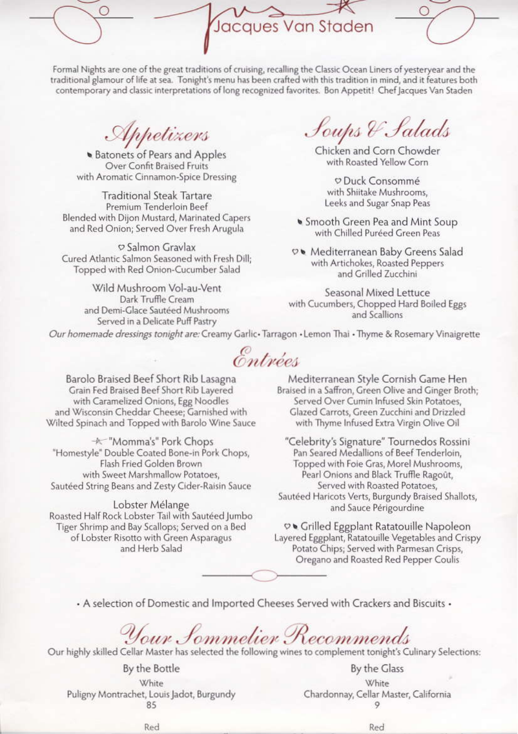# Jacques Van Staden

Formal Nights are one of the great traditions of cruising, recalling the Classic Ocean Liners of yesteryear and the traditional glamour of life at sea. Tonight's menu has been crafted with this tradition in mind, and it features both contemporary and classic interpretations of long recognized favorites. Bon Appetit! Chef Jacques Van Staden

## Appetizers

**Batonets of Pears and Apples**
Over Confit Braised Fruits
with Aromatic Cinnamon-Spice Dressing

**Traditional Steak Tartare**
Premium Tenderloin Beef
Blended with Dijon Mustard, Marinated Capers
and Red Onion; Served Over Fresh Arugula

**Salmon Gravlax**
Cured Atlantic Salmon Seasoned with Fresh Dill;
Topped with Red Onion-Cucumber Salad

**Wild Mushroom Vol-au-Vent**
Dark Truffle Cream
and Demi-Glace Sautéed Mushrooms
Served in a Delicate Puff Pastry

## Soups & Salads

**Chicken and Corn Chowder**
with Roasted Yellow Corn

**Duck Consommé**
with Shiitake Mushrooms,
Leeks and Sugar Snap Peas

**Smooth Green Pea and Mint Soup**
with Chilled Puréed Green Peas

**Mediterranean Baby Greens Salad**
with Artichokes, Roasted Peppers
and Grilled Zucchini

**Seasonal Mixed Lettuce**
with Cucumbers, Chopped Hard Boiled Eggs
and Scallions

*Our homemade dressings tonight are:* Creamy Garlic • Tarragon • Lemon Thai • Thyme & Rosemary Vinaigrette

## Entrées

**Barolo Braised Beef Short Rib Lasagna**
Grain Fed Braised Beef Short Rib Layered
with Caramelized Onions, Egg Noodles
and Wisconsin Cheddar Cheese; Garnished with
Wilted Spinach and Topped with Barolo Wine Sauce

**"Momma's" Pork Chops**
"Homestyle" Double Coated Bone-in Pork Chops,
Flash Fried Golden Brown
with Sweet Marshmallow Potatoes,
Sautéed String Beans and Zesty Cider-Raisin Sauce

**Lobster Mélange**
Roasted Half Rock Lobster Tail with Sautéed Jumbo
Tiger Shrimp and Bay Scallops; Served on a Bed
of Lobster Risotto with Green Asparagus
and Herb Salad

**Mediterranean Style Cornish Game Hen**
Braised in a Saffron, Green Olive and Ginger Broth;
Served Over Cumin Infused Skin Potatoes,
Glazed Carrots, Green Zucchini and Drizzled
with Thyme Infused Extra Virgin Olive Oil

**"Celebrity's Signature" Tournedos Rossini**
Pan Seared Medallions of Beef Tenderloin,
Topped with Foie Gras, Morel Mushrooms,
Pearl Onions and Black Truffle Ragoût,
Served with Roasted Potatoes,
Sautéed Haricots Verts, Burgundy Braised Shallots,
and Sauce Périgourdine

**Grilled Eggplant Ratatouille Napoleon**
Layered Eggplant, Ratatouille Vegetables and Crispy
Potato Chips; Served with Parmesan Crisps,
Oregano and Roasted Red Pepper Coulis

• A selection of Domestic and Imported Cheeses Served with Crackers and Biscuits •

## Your Sommelier Recommends

Our highly skilled Cellar Master has selected the following wines to complement tonight's Culinary Selections:

**By the Bottle**

White
Puligny Montrachet, Louis Jadot, Burgundy
85

Red

**By the Glass**

White
Chardonnay, Cellar Master, California
9

Red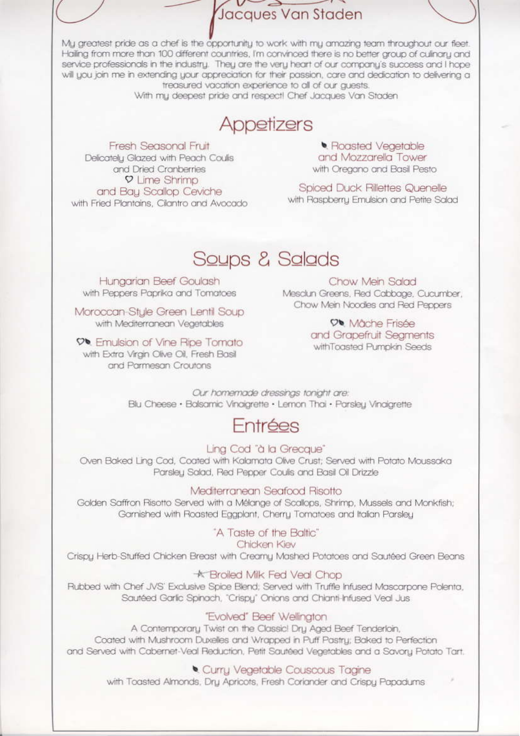Jacques Van Staden

My greatest pride as a chef is the opportunity to work with my amazing team throughout our fleet. Hailing from more than 100 different countries, I'm convinced there is no better group of culinary and service professionals in the industry. They are the very heart of our company's success and I hope will you join me in extending your appreciation for their passion, care and dedication to delivering a treasured vacation experience to all of our guests.

With my deepest pride and respect! Chef Jacques Van Staden

## Appetizers

Fresh Seasonal Fruit
Delicately Glazed with Peach Coulis and Dried Cranberries

♡ Lime Shrimp and Bay Scallop Ceviche
with Fried Plantains, Cilantro and Avocado

Roasted Vegetable and Mozzarella Tower
with Oregano and Basil Pesto

Spiced Duck Rillettes Quenelle
with Raspberry Emulsion and Petite Salad

## Soups & Salads

Hungarian Beef Goulash
with Peppers Paprika and Tomatoes

Moroccan-Style Green Lentil Soup
with Mediterranean Vegetables

♡ Emulsion of Vine Ripe Tomato
with Extra Virgin Olive Oil, Fresh Basil and Parmesan Croutons

Chow Mein Salad
Mesclun Greens, Red Cabbage, Cucumber, Chow Mein Noodles and Red Peppers

♡ Mâche Frisée and Grapefruit Segments
withToasted Pumpkin Seeds

*Our homemade dressings tonight are:*
Blu Cheese · Balsamic Vinaigrette · Lemon Thai · Parsley Vinaigrette

## Entrées

Ling Cod "à la Grecque"
Oven Baked Ling Cod, Coated with Kalamata Olive Crust; Served with Potato Moussaka Parsley Salad, Red Pepper Coulis and Basil Oil Drizzle

Mediterranean Seafood Risotto
Golden Saffron Risotto Served with a Mélange of Scallops, Shrimp, Mussels and Monkfish; Garnished with Roasted Eggplant, Cherry Tomatoes and Italian Parsley

"A Taste of the Baltic"
Chicken Kiev
Crispy Herb-Stuffed Chicken Breast with Creamy Mashed Potatoes and Sautéed Green Beans

Broiled Milk Fed Veal Chop
Rubbed with Chef JVS' Exclusive Spice Blend; Served with Truffle Infused Mascarpone Polenta, Sautéed Garlic Spinach, "Crispy" Onions and Chianti-Infused Veal Jus

"Evolved" Beef Wellington
A Contemporary Twist on the Classic! Dry Aged Beef Tenderloin, Coated with Mushroom Duxelles and Wrapped in Puff Pastry; Baked to Perfection and Served with Cabernet-Veal Reduction, Petit Sautéed Vegetables and a Savory Potato Tart.

Curry Vegetable Couscous Tagine
with Toasted Almonds, Dry Apricots, Fresh Coriander and Crispy Papadums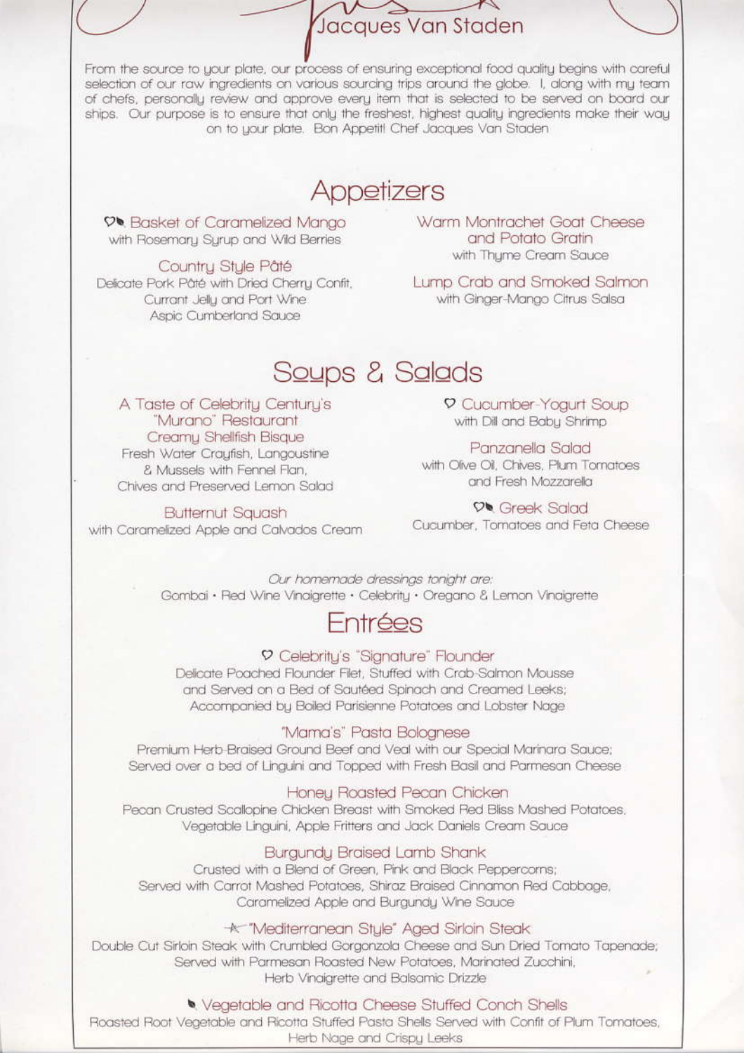Jacques Van Staden

From the source to your plate, our process of ensuring exceptional food quality begins with careful selection of our raw ingredients on various sourcing trips around the globe. I, along with my team of chefs, personally review and approve every item that is selected to be served on board our ships. Our purpose is to ensure that only the freshest, highest quality ingredients make their way on to your plate. Bon Appetit! Chef Jacques Van Staden

## Appetizers

Basket of Caramelized Mango
with Rosemary Syrup and Wild Berries

Country Style Pâté
Delicate Pork Pâté with Dried Cherry Confit, Currant Jelly and Port Wine Aspic Cumberland Sauce

Warm Montrachet Goat Cheese and Potato Gratin
with Thyme Cream Sauce

Lump Crab and Smoked Salmon
with Ginger-Mango Citrus Salsa

## Soups & Salads

A Taste of Celebrity Century's "Murano" Restaurant
Creamy Shellfish Bisque
Fresh Water Crayfish, Langoustine & Mussels with Fennel Flan, Chives and Preserved Lemon Salad

Butternut Squash
with Caramelized Apple and Calvados Cream

Cucumber-Yogurt Soup
with Dill and Baby Shrimp

Panzanella Salad
with Olive Oil, Chives, Plum Tomatoes and Fresh Mozzarella

Greek Salad
Cucumber, Tomatoes and Feta Cheese

*Our homemade dressings tonight are:*
Gombai • Red Wine Vinaigrette • Celebrity • Oregano & Lemon Vinaigrette

## Entrées

Celebrity's "Signature" Flounder
Delicate Poached Flounder Filet, Stuffed with Crab-Salmon Mousse and Served on a Bed of Sautéed Spinach and Creamed Leeks; Accompanied by Boiled Parisienne Potatoes and Lobster Nage

"Mama's" Pasta Bolognese
Premium Herb-Braised Ground Beef and Veal with our Special Marinara Sauce; Served over a bed of Linguini and Topped with Fresh Basil and Parmesan Cheese

Honey Roasted Pecan Chicken
Pecan Crusted Scallopine Chicken Breast with Smoked Red Bliss Mashed Potatoes, Vegetable Linguini, Apple Fritters and Jack Daniels Cream Sauce

Burgundy Braised Lamb Shank
Crusted with a Blend of Green, Pink and Black Peppercorns; Served with Carrot Mashed Potatoes, Shiraz Braised Cinnamon Red Cabbage, Caramelized Apple and Burgundy Wine Sauce

"Mediterranean Style" Aged Sirloin Steak
Double Cut Sirloin Steak with Crumbled Gorgonzola Cheese and Sun Dried Tomato Tapenade; Served with Parmesan Roasted New Potatoes, Marinated Zucchini, Herb Vinaigrette and Balsamic Drizzle

Vegetable and Ricotta Cheese Stuffed Conch Shells
Roasted Root Vegetable and Ricotta Stuffed Pasta Shells Served with Confit of Plum Tomatoes, Herb Nage and Crispy Leeks